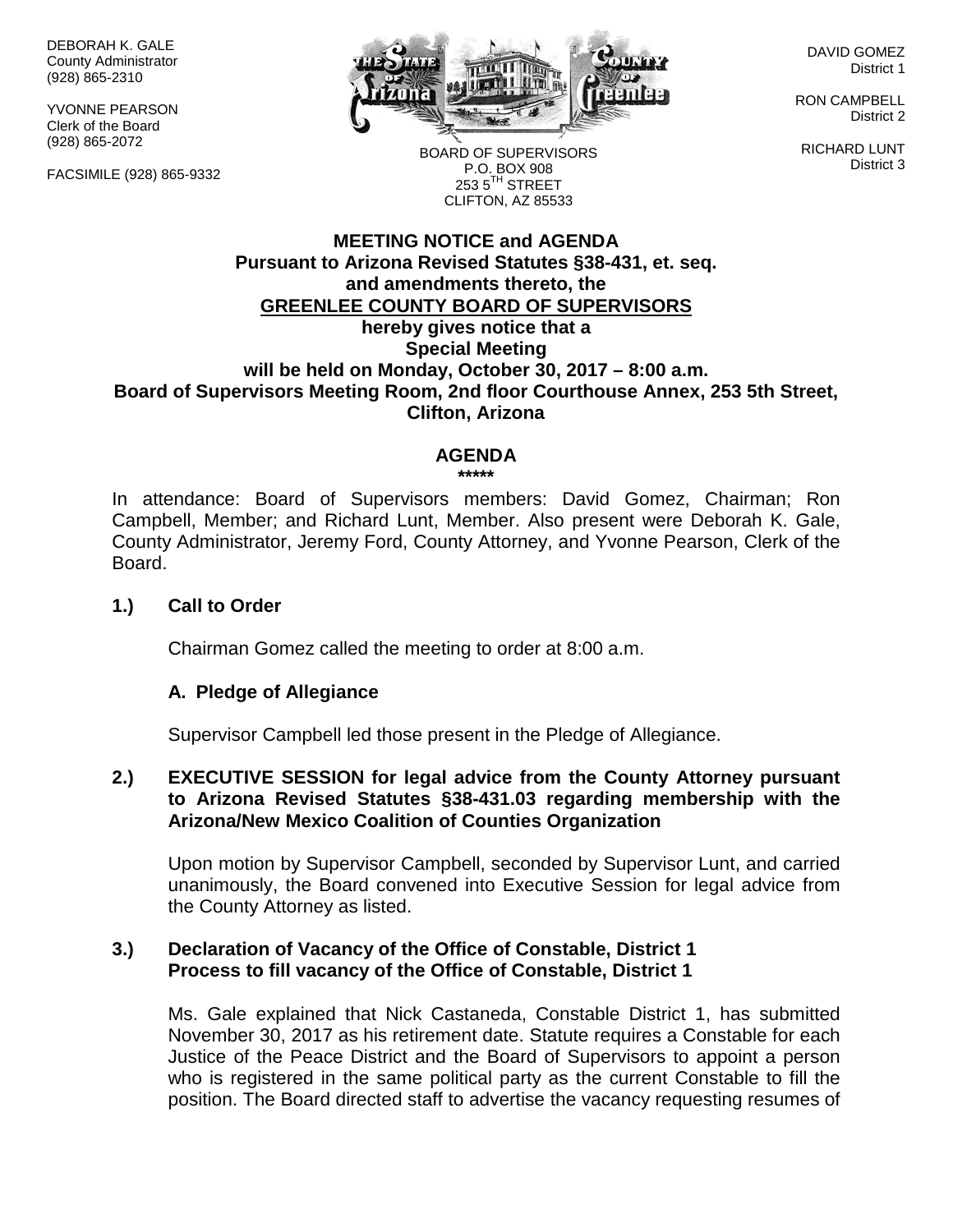DEBORAH K. GALE
County Administrator
(928) 865-2310

YVONNE PEARSON
Clerk of the Board
(928) 865-2072

FACSIMILE (928) 865-9332

BOARD OF SUPERVISORS
P.O. BOX 908
253 5TH STREET
CLIFTON, AZ 85533

DAVID GOMEZ
District 1

RON CAMPBELL
District 2

RICHARD LUNT
District 3

**MEETING NOTICE and AGENDA**
**Pursuant to Arizona Revised Statutes §38-431, et. seq.**
**and amendments thereto, the**
**GREENLEE COUNTY BOARD OF SUPERVISORS**
**hereby gives notice that a**
**Special Meeting**
**will be held on Monday, October 30, 2017 – 8:00 a.m.**
**Board of Supervisors Meeting Room, 2nd floor Courthouse Annex, 253 5th Street, Clifton, Arizona**

## AGENDA

*****

In attendance: Board of Supervisors members: David Gomez, Chairman; Ron Campbell, Member; and Richard Lunt, Member. Also present were Deborah K. Gale, County Administrator, Jeremy Ford, County Attorney, and Yvonne Pearson, Clerk of the Board.

**1.) Call to Order**

Chairman Gomez called the meeting to order at 8:00 a.m.

**A. Pledge of Allegiance**

Supervisor Campbell led those present in the Pledge of Allegiance.

**2.) EXECUTIVE SESSION for legal advice from the County Attorney pursuant to Arizona Revised Statutes §38-431.03 regarding membership with the Arizona/New Mexico Coalition of Counties Organization**

Upon motion by Supervisor Campbell, seconded by Supervisor Lunt, and carried unanimously, the Board convened into Executive Session for legal advice from the County Attorney as listed.

**3.) Declaration of Vacancy of the Office of Constable, District 1**
**Process to fill vacancy of the Office of Constable, District 1**

Ms. Gale explained that Nick Castaneda, Constable District 1, has submitted November 30, 2017 as his retirement date. Statute requires a Constable for each Justice of the Peace District and the Board of Supervisors to appoint a person who is registered in the same political party as the current Constable to fill the position. The Board directed staff to advertise the vacancy requesting resumes of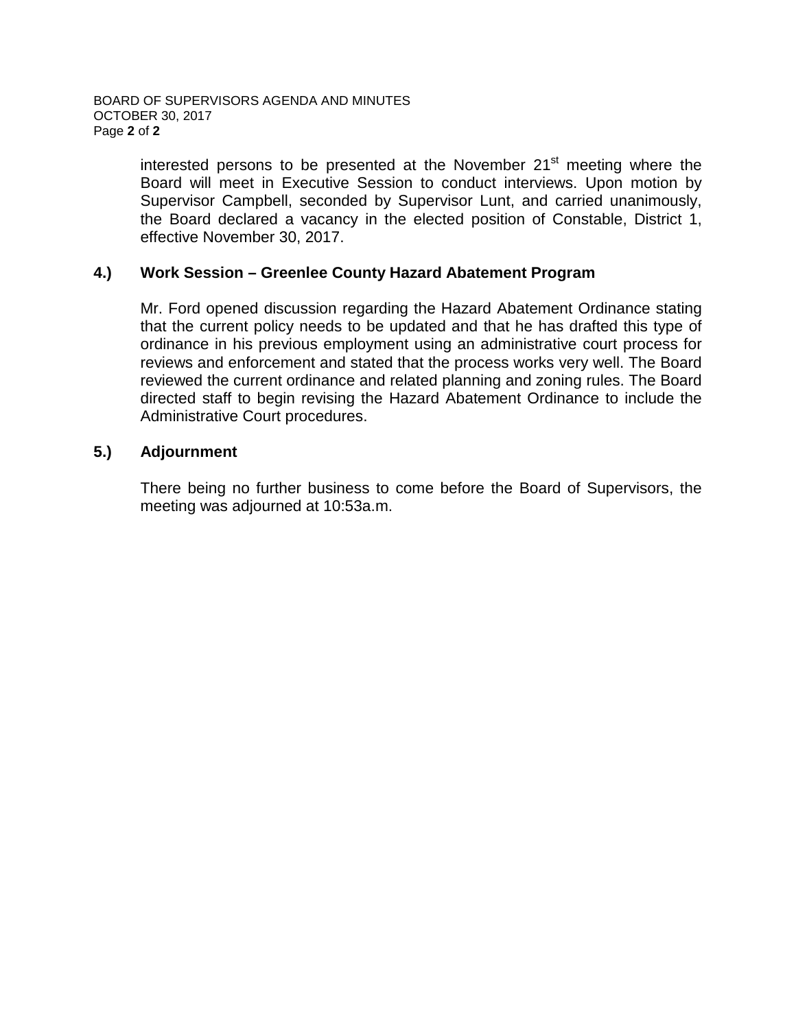interested persons to be presented at the November 21st meeting where the Board will meet in Executive Session to conduct interviews. Upon motion by Supervisor Campbell, seconded by Supervisor Lunt, and carried unanimously, the Board declared a vacancy in the elected position of Constable, District 1, effective November 30, 2017.

**4.) Work Session – Greenlee County Hazard Abatement Program**

Mr. Ford opened discussion regarding the Hazard Abatement Ordinance stating that the current policy needs to be updated and that he has drafted this type of ordinance in his previous employment using an administrative court process for reviews and enforcement and stated that the process works very well. The Board reviewed the current ordinance and related planning and zoning rules. The Board directed staff to begin revising the Hazard Abatement Ordinance to include the Administrative Court procedures.

**5.) Adjournment**

There being no further business to come before the Board of Supervisors, the meeting was adjourned at 10:53a.m.